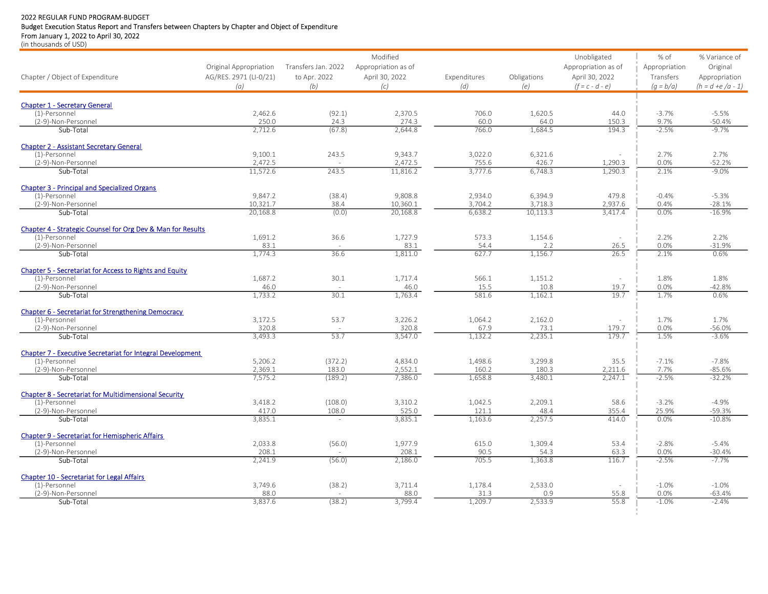2022 REGULAR FUND PROGRAM-BUDGET

Budget Execution Status Report and Transfers between Chapters by Chapter and Object of Expenditure

From January 1, 2022 to April 30, 2022

(in thousands of USD)

| Chapter / Object of Expenditure | Original Appropriation AG/RES. 2971 (LI-0/21) (a) | Transfers Jan. 2022 to Apr. 2022 (b) | Modified Appropriation as of April 30, 2022 (c) | Expenditures (d) | Obligations (e) | Unobligated Appropriation as of April 30, 2022 (f = c - d - e) | % of Appropriation Transfers (g = b/a) | % Variance of Original Appropriation (h = d +e /a - 1) |
|---|---|---|---|---|---|---|---|---|
| **Chapter 1 - Secretary General** | | | | | | | | |
| (1)-Personnel | 2,462.6 | (92.1) | 2,370.5 | 706.0 | 1,620.5 | 44.0 | -3.7% | -5.5% |
| (2-9)-Non-Personnel | 250.0 | 24.3 | 274.3 | 60.0 | 64.0 | 150.3 | 9.7% | -50.4% |
| Sub-Total | 2,712.6 | (67.8) | 2,644.8 | 766.0 | 1,684.5 | 194.3 | -2.5% | -9.7% |
| **Chapter 2 - Assistant Secretary General** | | | | | | | | |
| (1)-Personnel | 9,100.1 | 243.5 | 9,343.7 | 3,022.0 | 6,321.6 | - | 2.7% | 2.7% |
| (2-9)-Non-Personnel | 2,472.5 | - | 2,472.5 | 755.6 | 426.7 | 1,290.3 | 0.0% | -52.2% |
| Sub-Total | 11,572.6 | 243.5 | 11,816.2 | 3,777.6 | 6,748.3 | 1,290.3 | 2.1% | -9.0% |
| **Chapter 3 - Principal and Specialized Organs** | | | | | | | | |
| (1)-Personnel | 9,847.2 | (38.4) | 9,808.8 | 2,934.0 | 6,394.9 | 479.8 | -0.4% | -5.3% |
| (2-9)-Non-Personnel | 10,321.7 | 38.4 | 10,360.1 | 3,704.2 | 3,718.3 | 2,937.6 | 0.4% | -28.1% |
| Sub-Total | 20,168.8 | (0.0) | 20,168.8 | 6,638.2 | 10,113.3 | 3,417.4 | 0.0% | -16.9% |
| **Chapter 4 - Strategic Counsel for Org Dev & Man for Results** | | | | | | | | |
| (1)-Personnel | 1,691.2 | 36.6 | 1,727.9 | 573.3 | 1,154.6 | - | 2.2% | 2.2% |
| (2-9)-Non-Personnel | 83.1 | - | 83.1 | 54.4 | 2.2 | 26.5 | 0.0% | -31.9% |
| Sub-Total | 1,774.3 | 36.6 | 1,811.0 | 627.7 | 1,156.7 | 26.5 | 2.1% | 0.6% |
| **Chapter 5 - Secretariat for Access to Rights and Equity** | | | | | | | | |
| (1)-Personnel | 1,687.2 | 30.1 | 1,717.4 | 566.1 | 1,151.2 | - | 1.8% | 1.8% |
| (2-9)-Non-Personnel | 46.0 | - | 46.0 | 15.5 | 10.8 | 19.7 | 0.0% | -42.8% |
| Sub-Total | 1,733.2 | 30.1 | 1,763.4 | 581.6 | 1,162.1 | 19.7 | 1.7% | 0.6% |
| **Chapter 6 - Secretariat for Strengthening Democracy** | | | | | | | | |
| (1)-Personnel | 3,172.5 | 53.7 | 3,226.2 | 1,064.2 | 2,162.0 | - | 1.7% | 1.7% |
| (2-9)-Non-Personnel | 320.8 | - | 320.8 | 67.9 | 73.1 | 179.7 | 0.0% | -56.0% |
| Sub-Total | 3,493.3 | 53.7 | 3,547.0 | 1,132.2 | 2,235.1 | 179.7 | 1.5% | -3.6% |
| **Chapter 7 - Executive Secretariat for Integral Development** | | | | | | | | |
| (1)-Personnel | 5,206.2 | (372.2) | 4,834.0 | 1,498.6 | 3,299.8 | 35.5 | -7.1% | -7.8% |
| (2-9)-Non-Personnel | 2,369.1 | 183.0 | 2,552.1 | 160.2 | 180.3 | 2,211.6 | 7.7% | -85.6% |
| Sub-Total | 7,575.2 | (189.2) | 7,386.0 | 1,658.8 | 3,480.1 | 2,247.1 | -2.5% | -32.2% |
| **Chapter 8 - Secretariat for Multidimensional Security** | | | | | | | | |
| (1)-Personnel | 3,418.2 | (108.0) | 3,310.2 | 1,042.5 | 2,209.1 | 58.6 | -3.2% | -4.9% |
| (2-9)-Non-Personnel | 417.0 | 108.0 | 525.0 | 121.1 | 48.4 | 355.4 | 25.9% | -59.3% |
| Sub-Total | 3,835.1 | - | 3,835.1 | 1,163.6 | 2,257.5 | 414.0 | 0.0% | -10.8% |
| **Chapter 9 - Secretariat for Hemispheric Affairs** | | | | | | | | |
| (1)-Personnel | 2,033.8 | (56.0) | 1,977.9 | 615.0 | 1,309.4 | 53.4 | -2.8% | -5.4% |
| (2-9)-Non-Personnel | 208.1 | - | 208.1 | 90.5 | 54.3 | 63.3 | 0.0% | -30.4% |
| Sub-Total | 2,241.9 | (56.0) | 2,186.0 | 705.5 | 1,363.8 | 116.7 | -2.5% | -7.7% |
| **Chapter 10 - Secretariat for Legal Affairs** | | | | | | | | |
| (1)-Personnel | 3,749.6 | (38.2) | 3,711.4 | 1,178.4 | 2,533.0 | - | -1.0% | -1.0% |
| (2-9)-Non-Personnel | 88.0 | - | 88.0 | 31.3 | 0.9 | 55.8 | 0.0% | -63.4% |
| Sub-Total | 3,837.6 | (38.2) | 3,799.4 | 1,209.7 | 2,533.9 | 55.8 | -1.0% | -2.4% |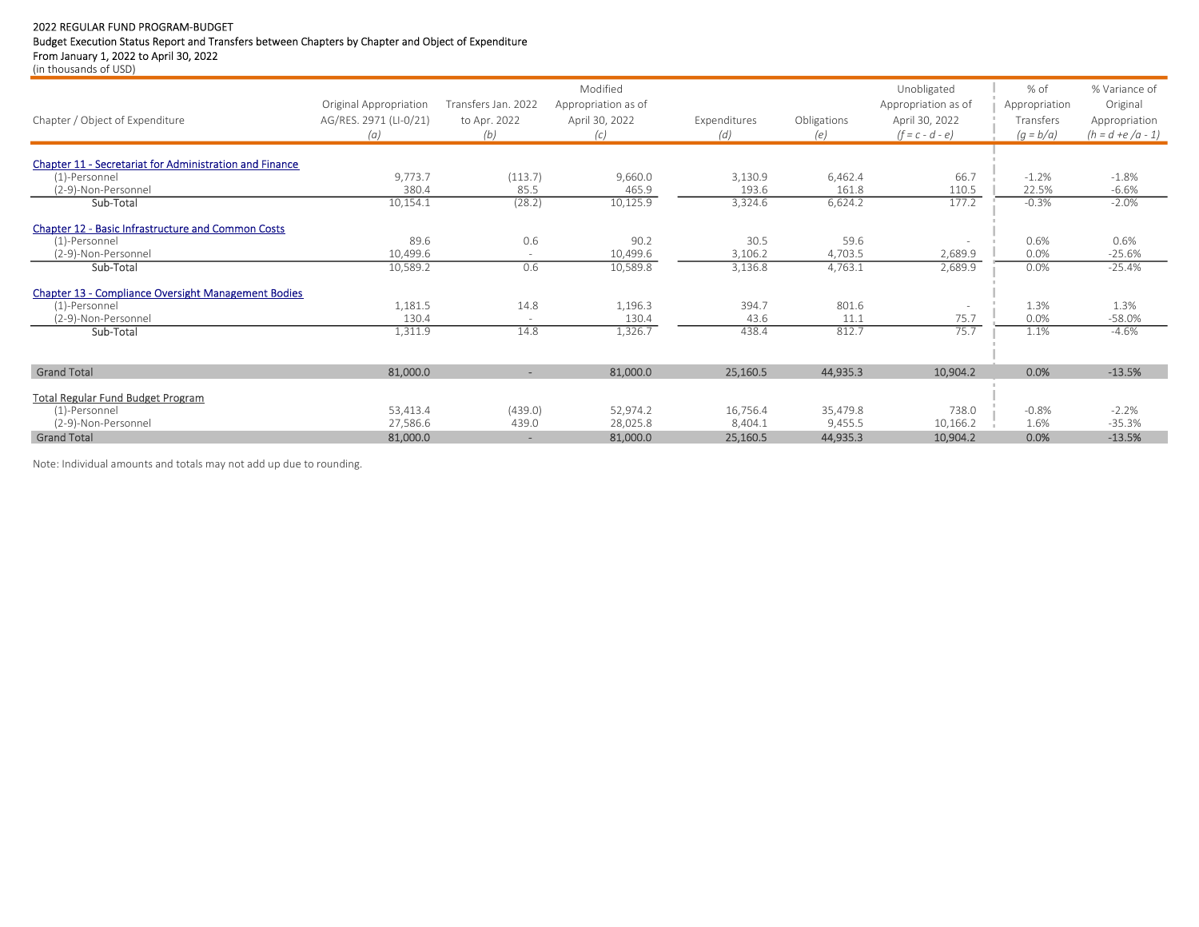2022 REGULAR FUND PROGRAM-BUDGET

Budget Execution Status Report and Transfers between Chapters by Chapter and Object of Expenditure

From January 1, 2022 to April 30, 2022

(in thousands of USD)

| Chapter / Object of Expenditure | Original Appropriation AG/RES. 2971 (LI-0/21) *(a)* | Transfers Jan. 2022 to Apr. 2022 *(b)* | Modified Appropriation as of April 30, 2022 *(c)* | Expenditures *(d)* | Obligations *(e)* | Unobligated Appropriation as of April 30, 2022 *(f = c - d - e)* | % of Appropriation Transfers *(g = b/a)* | % Variance of Original Appropriation *(h = d +e /a - 1)* |
|---|---|---|---|---|---|---|---|---|
| **Chapter 11 - Secretariat for Administration and Finance** | | | | | | | | |
| (1)-Personnel | 9,773.7 | (113.7) | 9,660.0 | 3,130.9 | 6,462.4 | 66.7 | -1.2% | -1.8% |
| (2-9)-Non-Personnel | 380.4 | 85.5 | 465.9 | 193.6 | 161.8 | 110.5 | 22.5% | -6.6% |
| Sub-Total | 10,154.1 | (28.2) | 10,125.9 | 3,324.6 | 6,624.2 | 177.2 | -0.3% | -2.0% |
| **Chapter 12 - Basic Infrastructure and Common Costs** | | | | | | | | |
| (1)-Personnel | 89.6 | 0.6 | 90.2 | 30.5 | 59.6 | - | 0.6% | 0.6% |
| (2-9)-Non-Personnel | 10,499.6 | - | 10,499.6 | 3,106.2 | 4,703.5 | 2,689.9 | 0.0% | -25.6% |
| Sub-Total | 10,589.2 | 0.6 | 10,589.8 | 3,136.8 | 4,763.1 | 2,689.9 | 0.0% | -25.4% |
| **Chapter 13 - Compliance Oversight Management Bodies** | | | | | | | | |
| (1)-Personnel | 1,181.5 | 14.8 | 1,196.3 | 394.7 | 801.6 | - | 1.3% | 1.3% |
| (2-9)-Non-Personnel | 130.4 | - | 130.4 | 43.6 | 11.1 | 75.7 | 0.0% | -58.0% |
| Sub-Total | 1,311.9 | 14.8 | 1,326.7 | 438.4 | 812.7 | 75.7 | 1.1% | -4.6% |
| **Grand Total** | 81,000.0 | - | 81,000.0 | 25,160.5 | 44,935.3 | 10,904.2 | 0.0% | -13.5% |
| **Total Regular Fund Budget Program** | | | | | | | | |
| (1)-Personnel | 53,413.4 | (439.0) | 52,974.2 | 16,756.4 | 35,479.8 | 738.0 | -0.8% | -2.2% |
| (2-9)-Non-Personnel | 27,586.6 | 439.0 | 28,025.8 | 8,404.1 | 9,455.5 | 10,166.2 | 1.6% | -35.3% |
| **Grand Total** | 81,000.0 | - | 81,000.0 | 25,160.5 | 44,935.3 | 10,904.2 | 0.0% | -13.5% |

Note: Individual amounts and totals may not add up due to rounding.